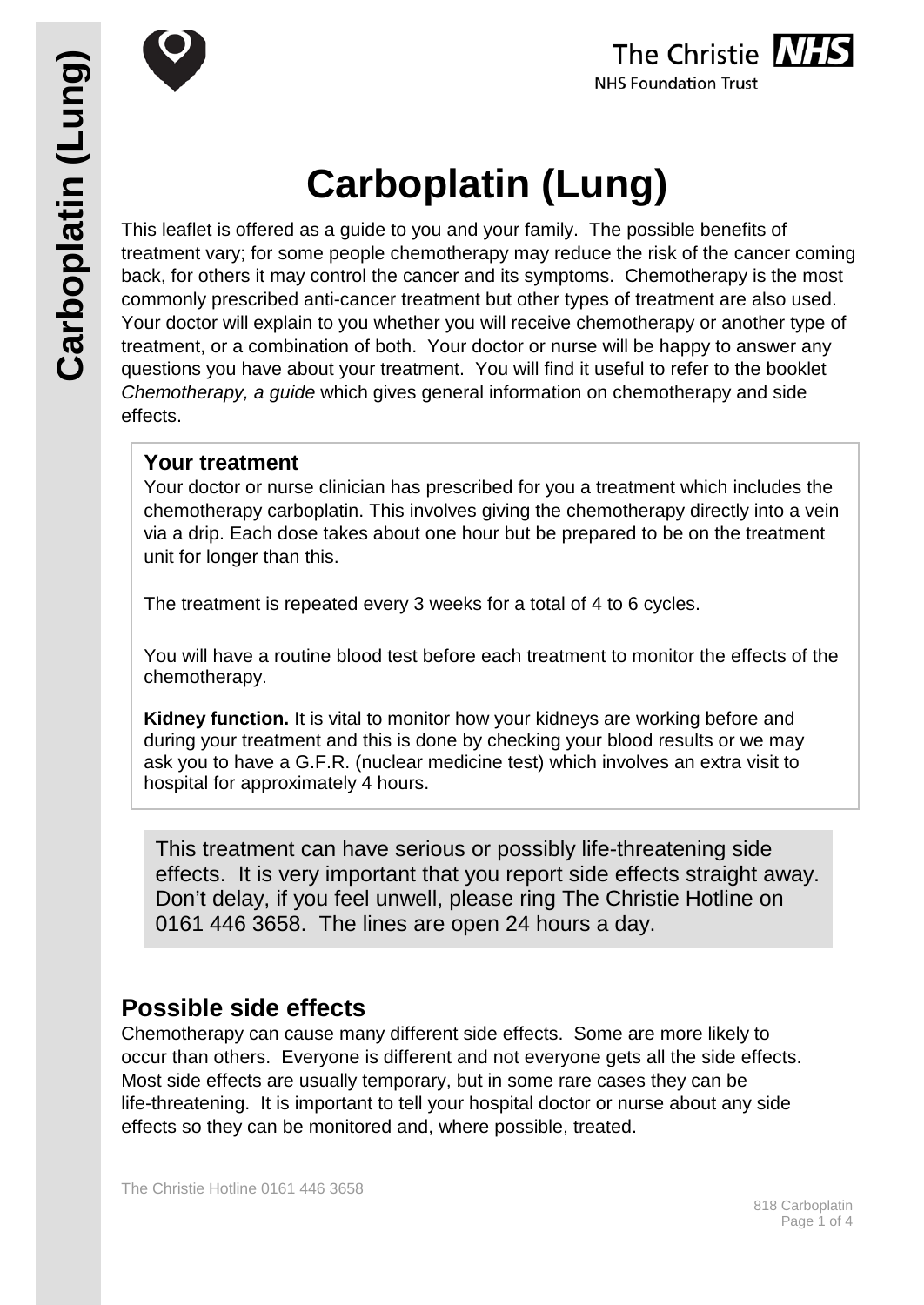# Carboplatin (Lung)

This leaflet is offered as a guide to you and your family. The possible benefits of treatment vary; for some people chemotherapy may reduce the risk of the cancer coming back, for others it may control the cancer and its symptoms. Chemotherapy is the most commonly prescribed anti-cancer treatment but other types of treatment are also used. Your doctor will explain to you whether you will receive chemotherapy or another type of treatment, or a combination of both. Your doctor or nurse will be happy to answer any questions you have about your treatment. You will find it useful to refer to the booklet *Chemotherapy, a guide* which gives general information on chemotherapy and side effects.

### Your treatment

Your doctor or nurse clinician has prescribed for you a treatment which includes the chemotherapy carboplatin. This involves giving the chemotherapy directly into a vein via a drip. Each dose takes about one hour but be prepared to be on the treatment unit for longer than this.

The treatment is repeated every 3 weeks for a total of 4 to 6 cycles.

You will have a routine blood test before each treatment to monitor the effects of the chemotherapy.

**Kidney function.** It is vital to monitor how your kidneys are working before and during your treatment and this is done by checking your blood results or we may ask you to have a G.F.R. (nuclear medicine test) which involves an extra visit to hospital for approximately 4 hours.

This treatment can have serious or possibly life-threatening side effects. It is very important that you report side effects straight away. Don't delay, if you feel unwell, please ring The Christie Hotline on 0161 446 3658. The lines are open 24 hours a day.

## Possible side effects

Chemotherapy can cause many different side effects. Some are more likely to occur than others. Everyone is different and not everyone gets all the side effects. Most side effects are usually temporary, but in some rare cases they can be life-threatening. It is important to tell your hospital doctor or nurse about any side effects so they can be monitored and, where possible, treated.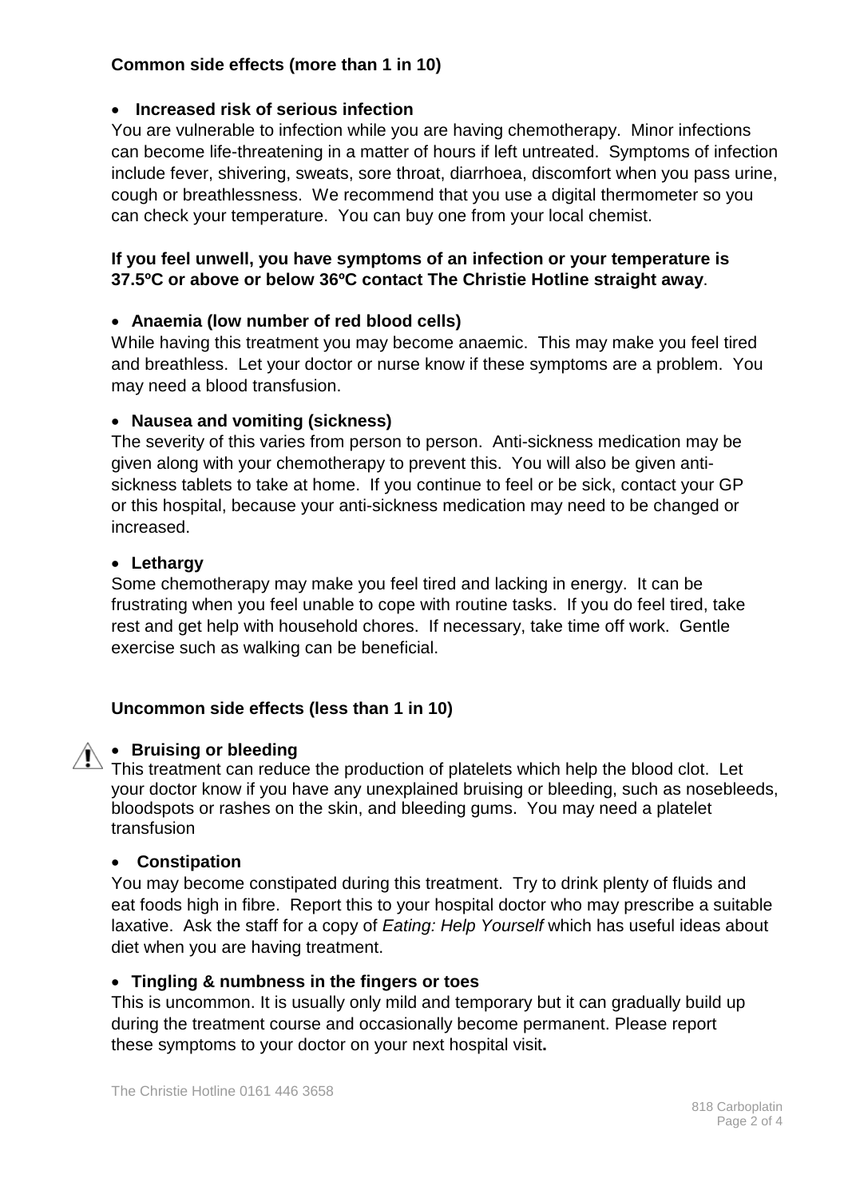### Common side effects (more than 1 in 10)

- **Increased risk of serious infection**

You are vulnerable to infection while you are having chemotherapy. Minor infections can become life-threatening in a matter of hours if left untreated. Symptoms of infection include fever, shivering, sweats, sore throat, diarrhoea, discomfort when you pass urine, cough or breathlessness. We recommend that you use a digital thermometer so you can check your temperature. You can buy one from your local chemist.

**If you feel unwell, you have symptoms of an infection or your temperature is 37.5ºC or above or below 36ºC contact The Christie Hotline straight away**.

- **Anaemia (low number of red blood cells)**

While having this treatment you may become anaemic. This may make you feel tired and breathless. Let your doctor or nurse know if these symptoms are a problem. You may need a blood transfusion.

- **Nausea and vomiting (sickness)**

The severity of this varies from person to person. Anti-sickness medication may be given along with your chemotherapy to prevent this. You will also be given anti-sickness tablets to take at home. If you continue to feel or be sick, contact your GP or this hospital, because your anti-sickness medication may need to be changed or increased.

- **Lethargy**

Some chemotherapy may make you feel tired and lacking in energy. It can be frustrating when you feel unable to cope with routine tasks. If you do feel tired, take rest and get help with household chores. If necessary, take time off work. Gentle exercise such as walking can be beneficial.

### Uncommon side effects (less than 1 in 10)

- ⚠ **Bruising or bleeding**

This treatment can reduce the production of platelets which help the blood clot. Let your doctor know if you have any unexplained bruising or bleeding, such as nosebleeds, bloodspots or rashes on the skin, and bleeding gums. You may need a platelet transfusion

- **Constipation**

You may become constipated during this treatment. Try to drink plenty of fluids and eat foods high in fibre. Report this to your hospital doctor who may prescribe a suitable laxative. Ask the staff for a copy of *Eating: Help Yourself* which has useful ideas about diet when you are having treatment.

- **Tingling & numbness in the fingers or toes**

This is uncommon. It is usually only mild and temporary but it can gradually build up during the treatment course and occasionally become permanent. Please report these symptoms to your doctor on your next hospital visit**.**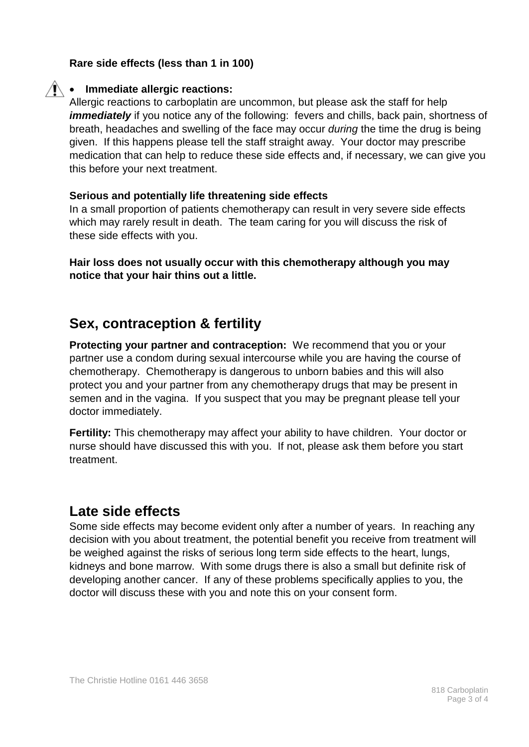**Rare side effects (less than 1 in 100)**

- **Immediate allergic reactions:**

Allergic reactions to carboplatin are uncommon, but please ask the staff for help ***immediately*** if you notice any of the following: fevers and chills, back pain, shortness of breath, headaches and swelling of the face may occur *during* the time the drug is being given. If this happens please tell the staff straight away. Your doctor may prescribe medication that can help to reduce these side effects and, if necessary, we can give you this before your next treatment.

**Serious and potentially life threatening side effects**

In a small proportion of patients chemotherapy can result in very severe side effects which may rarely result in death. The team caring for you will discuss the risk of these side effects with you.

**Hair loss does not usually occur with this chemotherapy although you may notice that your hair thins out a little.**

## Sex, contraception & fertility

**Protecting your partner and contraception:** We recommend that you or your partner use a condom during sexual intercourse while you are having the course of chemotherapy. Chemotherapy is dangerous to unborn babies and this will also protect you and your partner from any chemotherapy drugs that may be present in semen and in the vagina. If you suspect that you may be pregnant please tell your doctor immediately.

**Fertility:** This chemotherapy may affect your ability to have children. Your doctor or nurse should have discussed this with you. If not, please ask them before you start treatment.

## Late side effects

Some side effects may become evident only after a number of years. In reaching any decision with you about treatment, the potential benefit you receive from treatment will be weighed against the risks of serious long term side effects to the heart, lungs, kidneys and bone marrow. With some drugs there is also a small but definite risk of developing another cancer. If any of these problems specifically applies to you, the doctor will discuss these with you and note this on your consent form.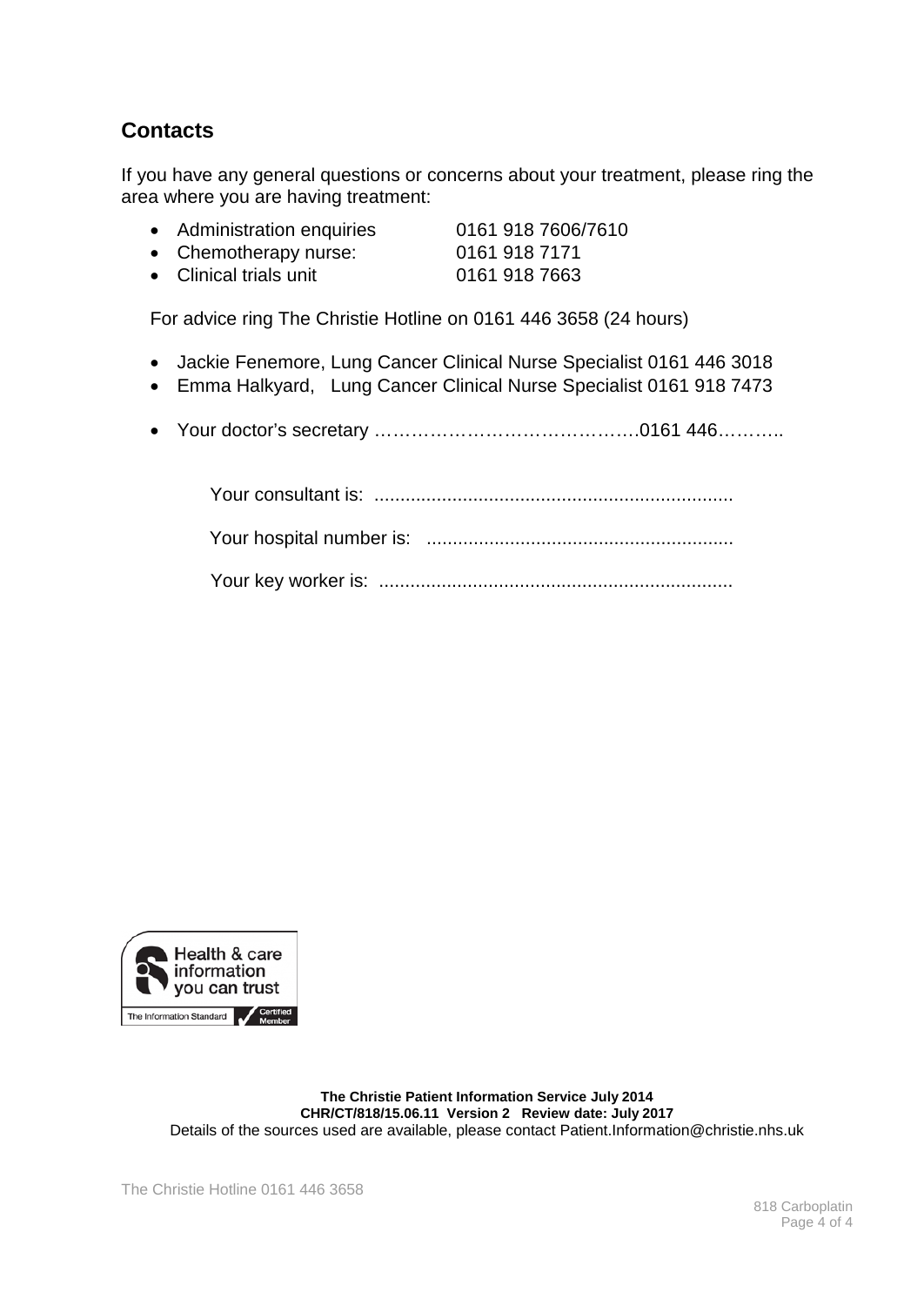## Contacts

If you have any general questions or concerns about your treatment, please ring the area where you are having treatment:

- Administration enquiries 0161 918 7606/7610
- Chemotherapy nurse: 0161 918 7171
- Clinical trials unit 0161 918 7663

For advice ring The Christie Hotline on 0161 446 3658 (24 hours)

- Jackie Fenemore, Lung Cancer Clinical Nurse Specialist 0161 446 3018
- Emma Halkyard, Lung Cancer Clinical Nurse Specialist 0161 918 7473
- Your doctor's secretary ……………………………………….0161 446………..

Your consultant is: ....................................................................

Your hospital number is: ...........................................................

Your key worker is: ....................................................................

Health & care information you can trust
The Information Standard Certified Member

**The Christie Patient Information Service July 2014**
**CHR/CT/818/15.06.11 Version 2 Review date: July 2017**
Details of the sources used are available, please contact Patient.Information@christie.nhs.uk